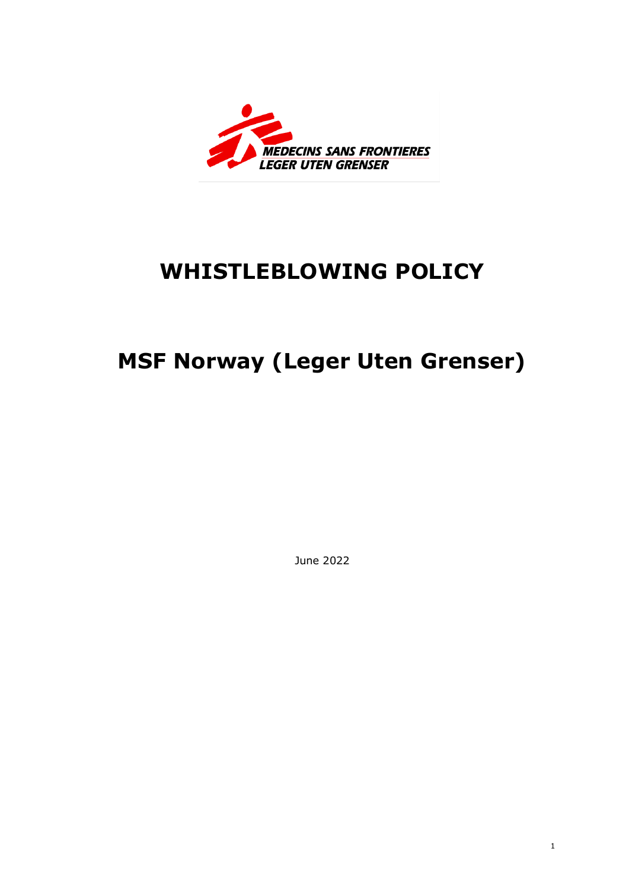MEDECINS SANS FRONTIERES
LEGER UTEN GRENSER

# WHISTLEBLOWING POLICY

# MSF Norway (Leger Uten Grenser)

June 2022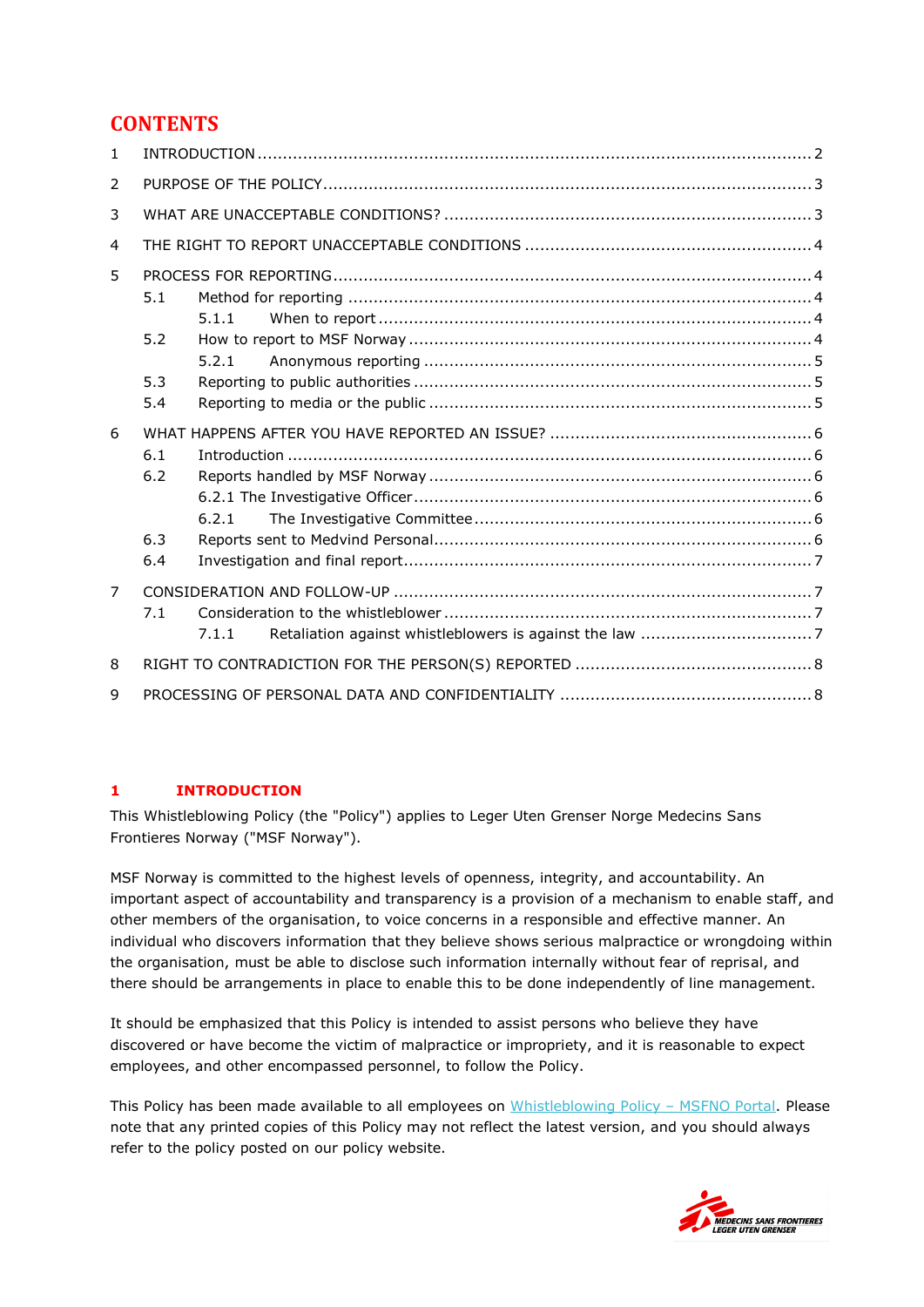# CONTENTS

1 INTRODUCTION ..... 2

2 PURPOSE OF THE POLICY ..... 3

3 WHAT ARE UNACCEPTABLE CONDITIONS? ..... 3

4 THE RIGHT TO REPORT UNACCEPTABLE CONDITIONS ..... 4

5 PROCESS FOR REPORTING ..... 4
- 5.1 Method for reporting ..... 4
  - 5.1.1 When to report ..... 4
- 5.2 How to report to MSF Norway ..... 4
  - 5.2.1 Anonymous reporting ..... 5
- 5.3 Reporting to public authorities ..... 5
- 5.4 Reporting to media or the public ..... 5

6 WHAT HAPPENS AFTER YOU HAVE REPORTED AN ISSUE? ..... 6
- 6.1 Introduction ..... 6
- 6.2 Reports handled by MSF Norway ..... 6
  - 6.2.1 The Investigative Officer ..... 6
  - 6.2.1 The Investigative Committee ..... 6
- 6.3 Reports sent to Medvind Personal ..... 6
- 6.4 Investigation and final report ..... 7

7 CONSIDERATION AND FOLLOW-UP ..... 7
- 7.1 Consideration to the whistleblower ..... 7
  - 7.1.1 Retaliation against whistleblowers is against the law ..... 7

8 RIGHT TO CONTRADICTION FOR THE PERSON(S) REPORTED ..... 8

9 PROCESSING OF PERSONAL DATA AND CONFIDENTIALITY ..... 8

## 1 INTRODUCTION

This Whistleblowing Policy (the "Policy") applies to Leger Uten Grenser Norge Medecins Sans Frontieres Norway ("MSF Norway").

MSF Norway is committed to the highest levels of openness, integrity, and accountability. An important aspect of accountability and transparency is a provision of a mechanism to enable staff, and other members of the organisation, to voice concerns in a responsible and effective manner. An individual who discovers information that they believe shows serious malpractice or wrongdoing within the organisation, must be able to disclose such information internally without fear of reprisal, and there should be arrangements in place to enable this to be done independently of line management.

It should be emphasized that this Policy is intended to assist persons who believe they have discovered or have become the victim of malpractice or impropriety, and it is reasonable to expect employees, and other encompassed personnel, to follow the Policy.

This Policy has been made available to all employees on [Whistleblowing Policy – MSFNO Portal](). Please note that any printed copies of this Policy may not reflect the latest version, and you should always refer to the policy posted on our policy website.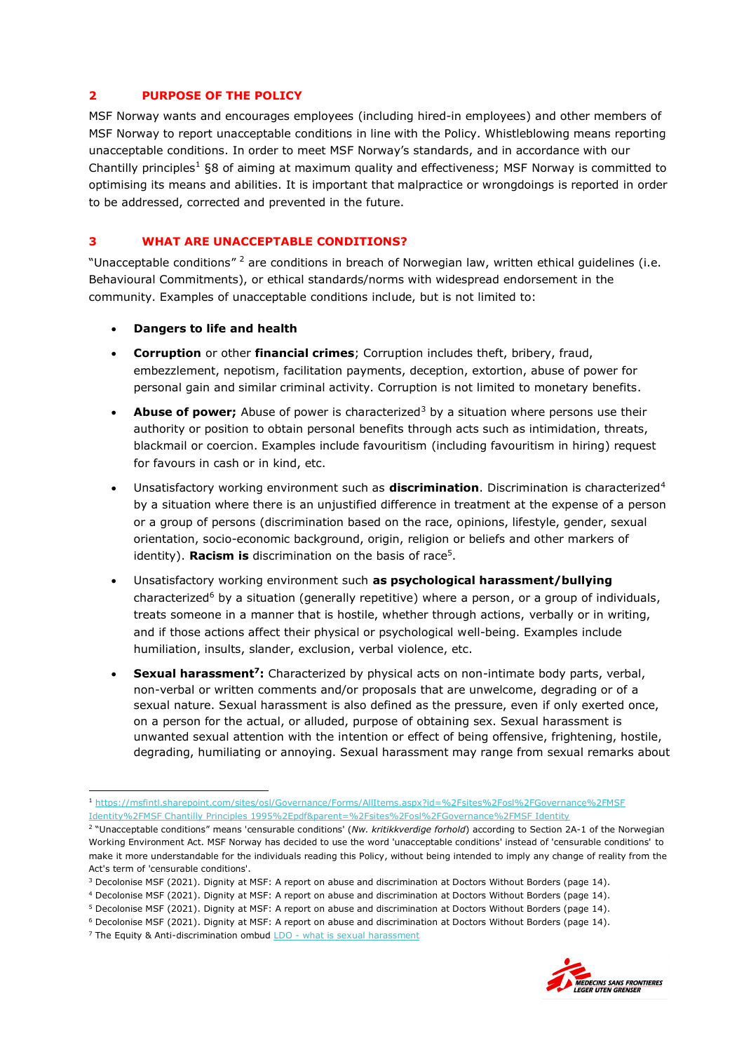## 2 PURPOSE OF THE POLICY

MSF Norway wants and encourages employees (including hired-in employees) and other members of MSF Norway to report unacceptable conditions in line with the Policy. Whistleblowing means reporting unacceptable conditions. In order to meet MSF Norway's standards, and in accordance with our Chantilly principles[1] §8 of aiming at maximum quality and effectiveness; MSF Norway is committed to optimising its means and abilities. It is important that malpractice or wrongdoings is reported in order to be addressed, corrected and prevented in the future.

## 3 WHAT ARE UNACCEPTABLE CONDITIONS?

"Unacceptable conditions" [2] are conditions in breach of Norwegian law, written ethical guidelines (i.e. Behavioural Commitments), or ethical standards/norms with widespread endorsement in the community. Examples of unacceptable conditions include, but is not limited to:

- **Dangers to life and health**
- **Corruption** or other **financial crimes**; Corruption includes theft, bribery, fraud, embezzlement, nepotism, facilitation payments, deception, extortion, abuse of power for personal gain and similar criminal activity. Corruption is not limited to monetary benefits.
- **Abuse of power;** Abuse of power is characterized[3] by a situation where persons use their authority or position to obtain personal benefits through acts such as intimidation, threats, blackmail or coercion. Examples include favouritism (including favouritism in hiring) request for favours in cash or in kind, etc.
- Unsatisfactory working environment such as **discrimination**. Discrimination is characterized[4] by a situation where there is an unjustified difference in treatment at the expense of a person or a group of persons (discrimination based on the race, opinions, lifestyle, gender, sexual orientation, socio-economic background, origin, religion or beliefs and other markers of identity). **Racism is** discrimination on the basis of race[5].
- Unsatisfactory working environment such **as psychological harassment/bullying** characterized[6] by a situation (generally repetitive) where a person, or a group of individuals, treats someone in a manner that is hostile, whether through actions, verbally or in writing, and if those actions affect their physical or psychological well-being. Examples include humiliation, insults, slander, exclusion, verbal violence, etc.
- **Sexual harassment[7]:** Characterized by physical acts on non-intimate body parts, verbal, non-verbal or written comments and/or proposals that are unwelcome, degrading or of a sexual nature. Sexual harassment is also defined as the pressure, even if only exerted once, on a person for the actual, or alluded, purpose of obtaining sex. Sexual harassment is unwanted sexual attention with the intention or effect of being offensive, frightening, hostile, degrading, humiliating or annoying. Sexual harassment may range from sexual remarks about

---

[1] https://msfintl.sharepoint.com/sites/osl/Governance/Forms/AllItems.aspx?id=%2Fsites%2Fosl%2FGovernance%2FMSF Identity%2FMSF Chantilly Principles 1995%2Epdf&parent=%2Fsites%2Fosl%2FGovernance%2FMSF Identity

[2] "Unacceptable conditions" means 'censurable conditions' (*Nw. kritikkverdige forhold*) according to Section 2A-1 of the Norwegian Working Environment Act. MSF Norway has decided to use the word 'unacceptable conditions' instead of 'censurable conditions' to make it more understandable for the individuals reading this Policy, without being intended to imply any change of reality from the Act's term of 'censurable conditions'.

[3] Decolonise MSF (2021). Dignity at MSF: A report on abuse and discrimination at Doctors Without Borders (page 14).

[4] Decolonise MSF (2021). Dignity at MSF: A report on abuse and discrimination at Doctors Without Borders (page 14).

[5] Decolonise MSF (2021). Dignity at MSF: A report on abuse and discrimination at Doctors Without Borders (page 14).

[6] Decolonise MSF (2021). Dignity at MSF: A report on abuse and discrimination at Doctors Without Borders (page 14).

[7] The Equity & Anti-discrimination ombud LDO - what is sexual harassment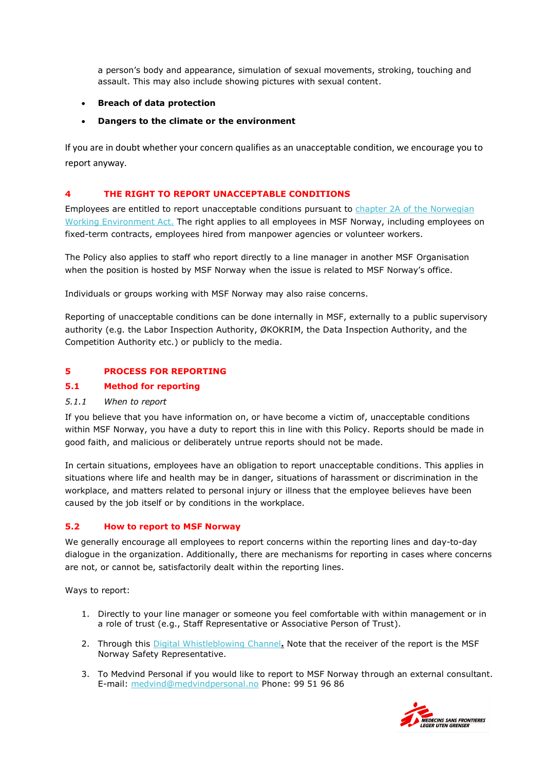a person's body and appearance, simulation of sexual movements, stroking, touching and assault. This may also include showing pictures with sexual content.

- **Breach of data protection**
- **Dangers to the climate or the environment**

If you are in doubt whether your concern qualifies as an unacceptable condition, we encourage you to report anyway.

## 4 THE RIGHT TO REPORT UNACCEPTABLE CONDITIONS

Employees are entitled to report unacceptable conditions pursuant to [chapter 2A of the Norwegian Working Environment Act.] The right applies to all employees in MSF Norway, including employees on fixed-term contracts, employees hired from manpower agencies or volunteer workers.

The Policy also applies to staff who report directly to a line manager in another MSF Organisation when the position is hosted by MSF Norway when the issue is related to MSF Norway's office.

Individuals or groups working with MSF Norway may also raise concerns.

Reporting of unacceptable conditions can be done internally in MSF, externally to a public supervisory authority (e.g. the Labor Inspection Authority, ØKOKRIM, the Data Inspection Authority, and the Competition Authority etc.) or publicly to the media.

## 5 PROCESS FOR REPORTING

### 5.1 Method for reporting

#### *5.1.1 When to report*

If you believe that you have information on, or have become a victim of, unacceptable conditions within MSF Norway, you have a duty to report this in line with this Policy. Reports should be made in good faith, and malicious or deliberately untrue reports should not be made.

In certain situations, employees have an obligation to report unacceptable conditions. This applies in situations where life and health may be in danger, situations of harassment or discrimination in the workplace, and matters related to personal injury or illness that the employee believes have been caused by the job itself or by conditions in the workplace.

### 5.2 How to report to MSF Norway

We generally encourage all employees to report concerns within the reporting lines and day-to-day dialogue in the organization. Additionally, there are mechanisms for reporting in cases where concerns are not, or cannot be, satisfactorily dealt within the reporting lines.

Ways to report:

1. Directly to your line manager or someone you feel comfortable with within management or in a role of trust (e.g., Staff Representative or Associative Person of Trust).
2. Through this [Digital Whistleblowing Channel]**.** Note that the receiver of the report is the MSF Norway Safety Representative.
3. To Medvind Personal if you would like to report to MSF Norway through an external consultant. E-mail: medvind@medvindpersonal.no Phone: 99 51 96 86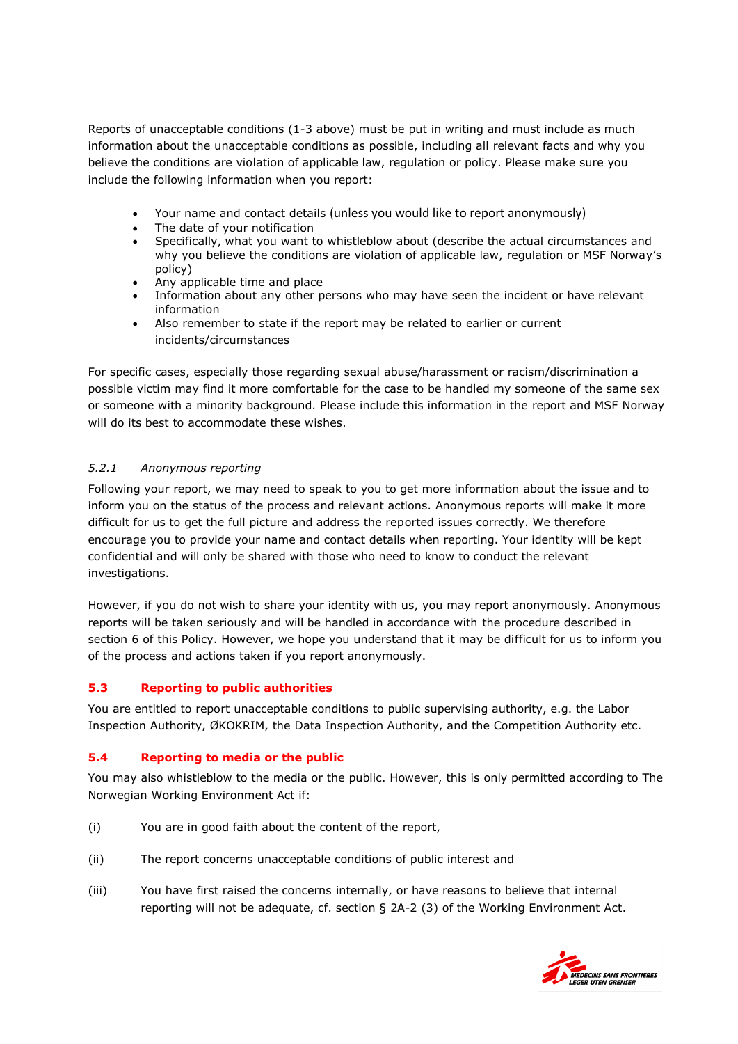Reports of unacceptable conditions (1-3 above) must be put in writing and must include as much information about the unacceptable conditions as possible, including all relevant facts and why you believe the conditions are violation of applicable law, regulation or policy. Please make sure you include the following information when you report:

- Your name and contact details (unless you would like to report anonymously)
- The date of your notification
- Specifically, what you want to whistleblow about (describe the actual circumstances and why you believe the conditions are violation of applicable law, regulation or MSF Norway's policy)
- Any applicable time and place
- Information about any other persons who may have seen the incident or have relevant information
- Also remember to state if the report may be related to earlier or current incidents/circumstances

For specific cases, especially those regarding sexual abuse/harassment or racism/discrimination a possible victim may find it more comfortable for the case to be handled my someone of the same sex or someone with a minority background. Please include this information in the report and MSF Norway will do its best to accommodate these wishes.

#### *5.2.1 Anonymous reporting*

Following your report, we may need to speak to you to get more information about the issue and to inform you on the status of the process and relevant actions. Anonymous reports will make it more difficult for us to get the full picture and address the reported issues correctly. We therefore encourage you to provide your name and contact details when reporting. Your identity will be kept confidential and will only be shared with those who need to know to conduct the relevant investigations.

However, if you do not wish to share your identity with us, you may report anonymously. Anonymous reports will be taken seriously and will be handled in accordance with the procedure described in section 6 of this Policy. However, we hope you understand that it may be difficult for us to inform you of the process and actions taken if you report anonymously.

### 5.3 Reporting to public authorities

You are entitled to report unacceptable conditions to public supervising authority, e.g. the Labor Inspection Authority, ØKOKRIM, the Data Inspection Authority, and the Competition Authority etc.

### 5.4 Reporting to media or the public

You may also whistleblow to the media or the public. However, this is only permitted according to The Norwegian Working Environment Act if:

(i) You are in good faith about the content of the report,

(ii) The report concerns unacceptable conditions of public interest and

(iii) You have first raised the concerns internally, or have reasons to believe that internal reporting will not be adequate, cf. section § 2A-2 (3) of the Working Environment Act.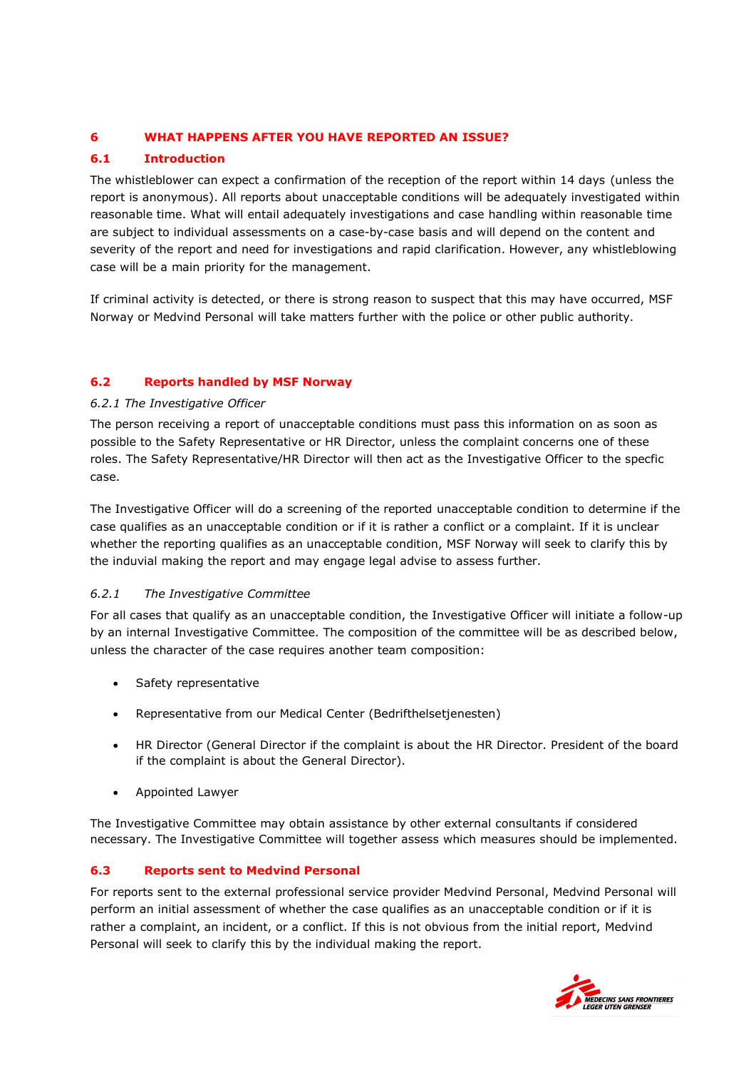# 6 WHAT HAPPENS AFTER YOU HAVE REPORTED AN ISSUE?

## 6.1 Introduction

The whistleblower can expect a confirmation of the reception of the report within 14 days (unless the report is anonymous). All reports about unacceptable conditions will be adequately investigated within reasonable time. What will entail adequately investigations and case handling within reasonable time are subject to individual assessments on a case-by-case basis and will depend on the content and severity of the report and need for investigations and rapid clarification. However, any whistleblowing case will be a main priority for the management.

If criminal activity is detected, or there is strong reason to suspect that this may have occurred, MSF Norway or Medvind Personal will take matters further with the police or other public authority.

## 6.2 Reports handled by MSF Norway

### *6.2.1 The Investigative Officer*

The person receiving a report of unacceptable conditions must pass this information on as soon as possible to the Safety Representative or HR Director, unless the complaint concerns one of these roles. The Safety Representative/HR Director will then act as the Investigative Officer to the specfic case.

The Investigative Officer will do a screening of the reported unacceptable condition to determine if the case qualifies as an unacceptable condition or if it is rather a conflict or a complaint. If it is unclear whether the reporting qualifies as an unacceptable condition, MSF Norway will seek to clarify this by the induvial making the report and may engage legal advise to assess further.

### *6.2.1 The Investigative Committee*

For all cases that qualify as an unacceptable condition, the Investigative Officer will initiate a follow-up by an internal Investigative Committee. The composition of the committee will be as described below, unless the character of the case requires another team composition:

- Safety representative
- Representative from our Medical Center (Bedrifthelsetjenesten)
- HR Director (General Director if the complaint is about the HR Director. President of the board if the complaint is about the General Director).
- Appointed Lawyer

The Investigative Committee may obtain assistance by other external consultants if considered necessary. The Investigative Committee will together assess which measures should be implemented.

## 6.3 Reports sent to Medvind Personal

For reports sent to the external professional service provider Medvind Personal, Medvind Personal will perform an initial assessment of whether the case qualifies as an unacceptable condition or if it is rather a complaint, an incident, or a conflict. If this is not obvious from the initial report, Medvind Personal will seek to clarify this by the individual making the report.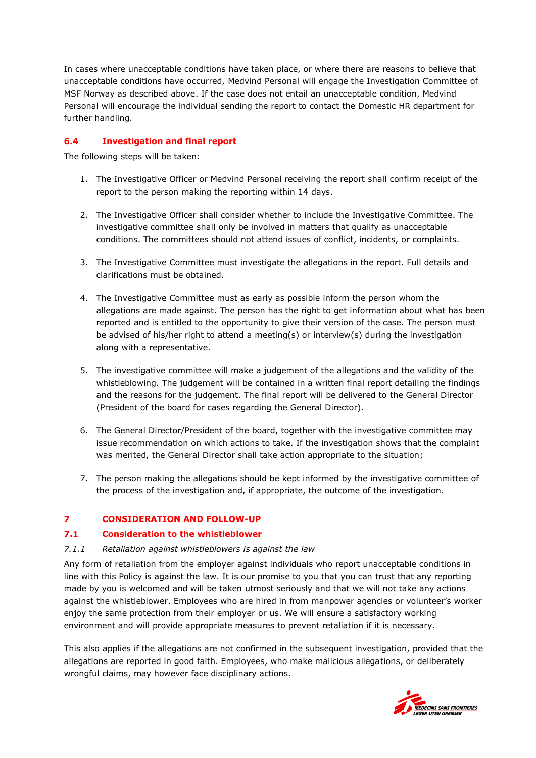In cases where unacceptable conditions have taken place, or where there are reasons to believe that unacceptable conditions have occurred, Medvind Personal will engage the Investigation Committee of MSF Norway as described above. If the case does not entail an unacceptable condition, Medvind Personal will encourage the individual sending the report to contact the Domestic HR department for further handling.

### 6.4 Investigation and final report

The following steps will be taken:

1. The Investigative Officer or Medvind Personal receiving the report shall confirm receipt of the report to the person making the reporting within 14 days.

2. The Investigative Officer shall consider whether to include the Investigative Committee. The investigative committee shall only be involved in matters that qualify as unacceptable conditions. The committees should not attend issues of conflict, incidents, or complaints.

3. The Investigative Committee must investigate the allegations in the report. Full details and clarifications must be obtained.

4. The Investigative Committee must as early as possible inform the person whom the allegations are made against. The person has the right to get information about what has been reported and is entitled to the opportunity to give their version of the case. The person must be advised of his/her right to attend a meeting(s) or interview(s) during the investigation along with a representative.

5. The investigative committee will make a judgement of the allegations and the validity of the whistleblowing. The judgement will be contained in a written final report detailing the findings and the reasons for the judgement. The final report will be delivered to the General Director (President of the board for cases regarding the General Director).

6. The General Director/President of the board, together with the investigative committee may issue recommendation on which actions to take. If the investigation shows that the complaint was merited, the General Director shall take action appropriate to the situation;

7. The person making the allegations should be kept informed by the investigative committee of the process of the investigation and, if appropriate, the outcome of the investigation.

## 7 CONSIDERATION AND FOLLOW-UP

### 7.1 Consideration to the whistleblower

#### *7.1.1 Retaliation against whistleblowers is against the law*

Any form of retaliation from the employer against individuals who report unacceptable conditions in line with this Policy is against the law. It is our promise to you that you can trust that any reporting made by you is welcomed and will be taken utmost seriously and that we will not take any actions against the whistleblower. Employees who are hired in from manpower agencies or volunteer's worker enjoy the same protection from their employer or us. We will ensure a satisfactory working environment and will provide appropriate measures to prevent retaliation if it is necessary.

This also applies if the allegations are not confirmed in the subsequent investigation, provided that the allegations are reported in good faith. Employees, who make malicious allegations, or deliberately wrongful claims, may however face disciplinary actions.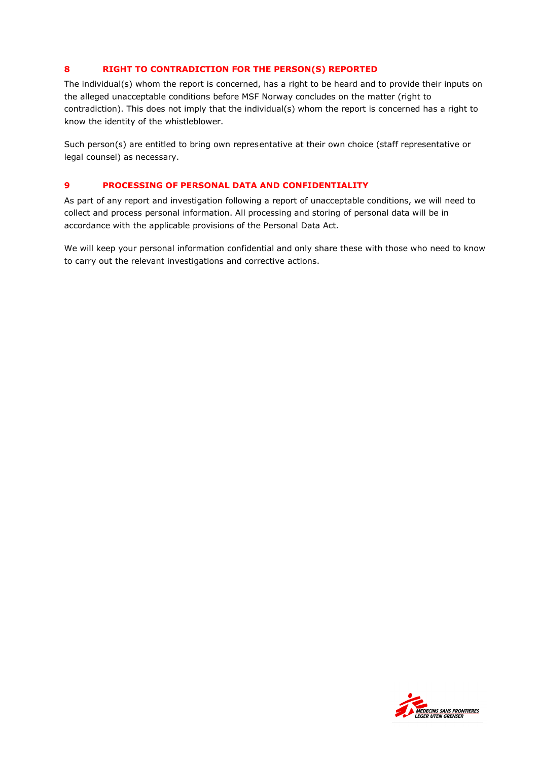## 8 RIGHT TO CONTRADICTION FOR THE PERSON(S) REPORTED

The individual(s) whom the report is concerned, has a right to be heard and to provide their inputs on the alleged unacceptable conditions before MSF Norway concludes on the matter (right to contradiction). This does not imply that the individual(s) whom the report is concerned has a right to know the identity of the whistleblower.

Such person(s) are entitled to bring own representative at their own choice (staff representative or legal counsel) as necessary.

## 9 PROCESSING OF PERSONAL DATA AND CONFIDENTIALITY

As part of any report and investigation following a report of unacceptable conditions, we will need to collect and process personal information. All processing and storing of personal data will be in accordance with the applicable provisions of the Personal Data Act.

We will keep your personal information confidential and only share these with those who need to know to carry out the relevant investigations and corrective actions.